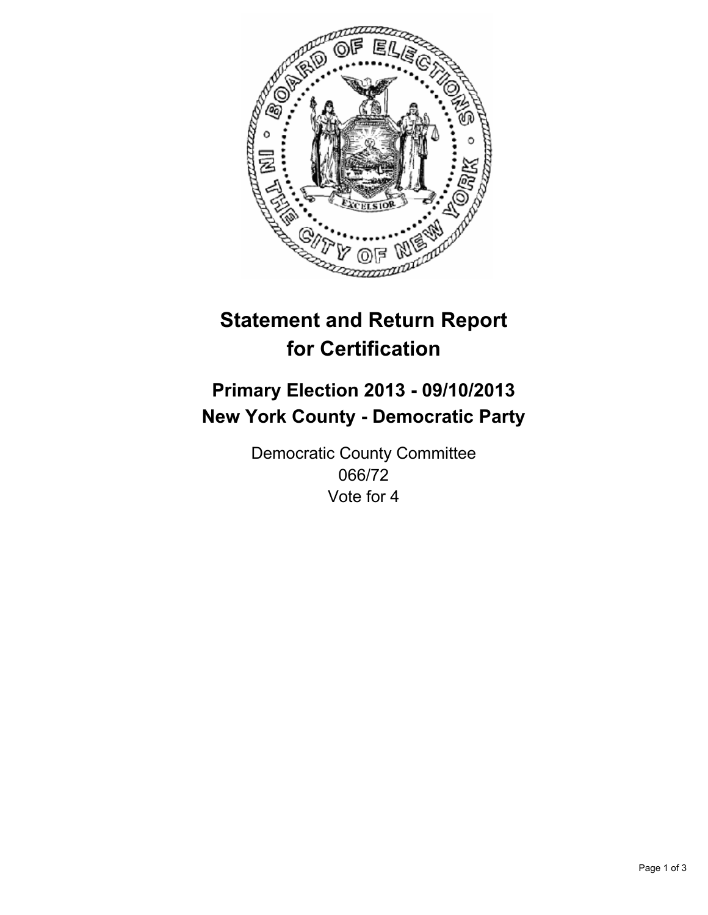# Statement and Return Report for Certification

## Primary Election 2013 - 09/10/2013
## New York County - Democratic Party

Democratic County Committee
066/72
Vote for 4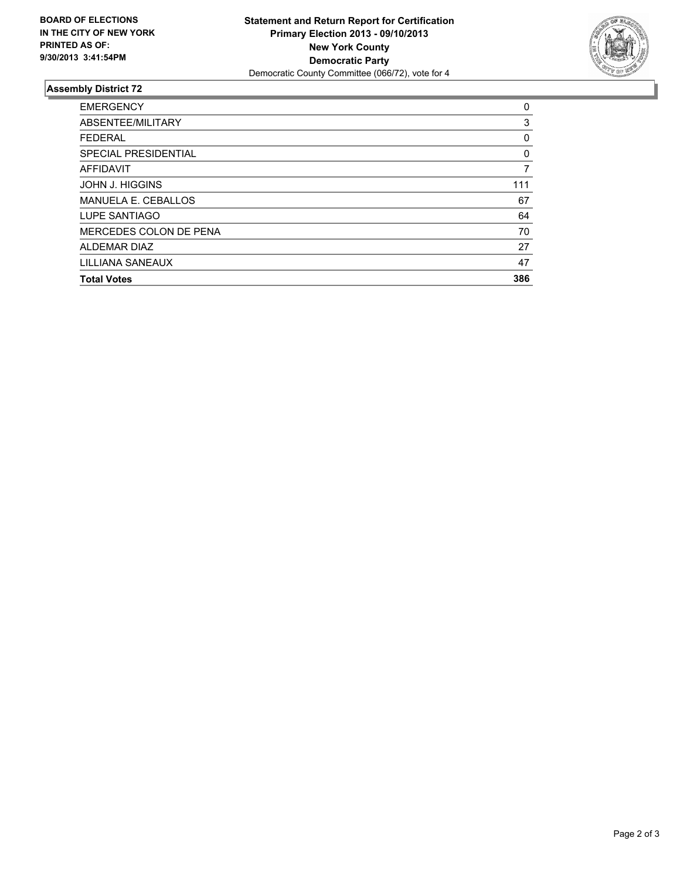**BOARD OF ELECTIONS IN THE CITY OF NEW YORK PRINTED AS OF: 9/30/2013 3:41:54PM**

**Statement and Return Report for Certification**
**Primary Election 2013 - 09/10/2013**
**New York County**
**Democratic Party**
Democratic County Committee (066/72), vote for 4

### Assembly District 72

| | |
|---|---|
| EMERGENCY | 0 |
| ABSENTEE/MILITARY | 3 |
| FEDERAL | 0 |
| SPECIAL PRESIDENTIAL | 0 |
| AFFIDAVIT | 7 |
| JOHN J. HIGGINS | 111 |
| MANUELA E. CEBALLOS | 67 |
| LUPE SANTIAGO | 64 |
| MERCEDES COLON DE PENA | 70 |
| ALDEMAR DIAZ | 27 |
| LILLIANA SANEAUX | 47 |
| **Total Votes** | **386** |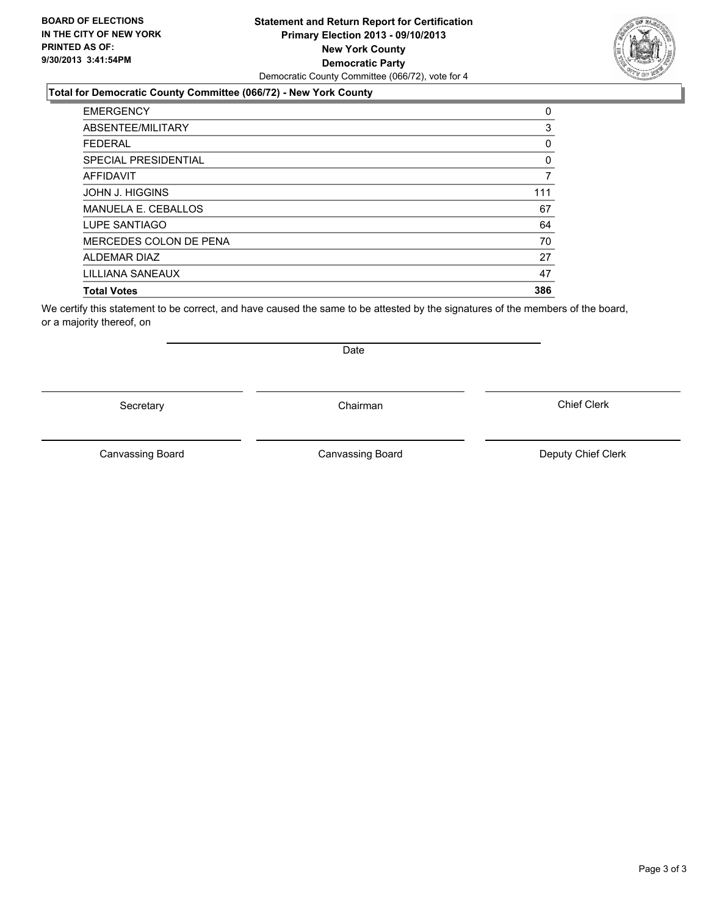**BOARD OF ELECTIONS IN THE CITY OF NEW YORK PRINTED AS OF: 9/30/2013 3:41:54PM**

**Statement and Return Report for Certification**
**Primary Election 2013 - 09/10/2013**
**New York County**
**Democratic Party**
Democratic County Committee (066/72), vote for 4

### Total for Democratic County Committee (066/72) - New York County

| | |
|---|---|
| EMERGENCY | 0 |
| ABSENTEE/MILITARY | 3 |
| FEDERAL | 0 |
| SPECIAL PRESIDENTIAL | 0 |
| AFFIDAVIT | 7 |
| JOHN J. HIGGINS | 111 |
| MANUELA E. CEBALLOS | 67 |
| LUPE SANTIAGO | 64 |
| MERCEDES COLON DE PENA | 70 |
| ALDEMAR DIAZ | 27 |
| LILLIANA SANEAUX | 47 |
| **Total Votes** | **386** |

We certify this statement to be correct, and have caused the same to be attested by the signatures of the members of the board, or a majority thereof, on

Date

Secretary

Chairman

Chief Clerk

Canvassing Board

Canvassing Board

Deputy Chief Clerk